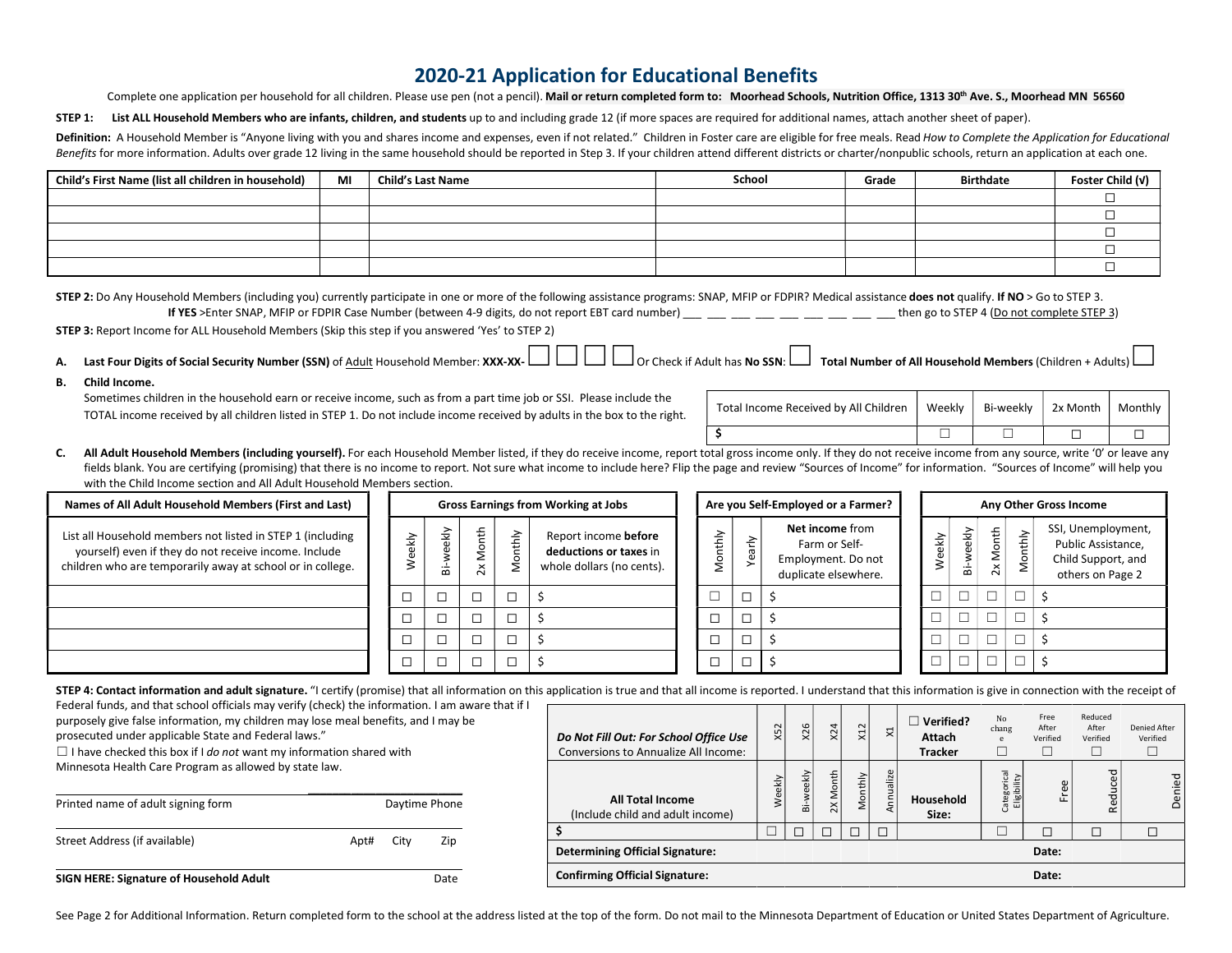# 2020-21 Application for Educational Benefits

Complete one application per household for all children. Please use pen (not a pencil). **Mail or return completed form to: Moorhead Schools, Nutrition Office, 1313 30th Ave. S., Moorhead MN 56560**

**STEP 1: List ALL Household Members who are infants, children, and students** up to and including grade 12 (if more spaces are required for additional names, attach another sheet of paper).

**Definition:** A Household Member is "Anyone living with you and shares income and expenses, even if not related." Children in Foster care are eligible for free meals. Read *How to Complete the Application for Educational Benefits* for more information. Adults over grade 12 living in the same household should be reported in Step 3. If your children attend different districts or charter/nonpublic schools, return an application at each one.

| Child's First Name (list all children in household) | MI | Child's Last Name | School | Grade | Birthdate | Foster Child (√) |
|---|---|---|---|---|---|---|
| | | | | | | ☐ |
| | | | | | | ☐ |
| | | | | | | ☐ |
| | | | | | | ☐ |
| | | | | | | ☐ |

**STEP 2:** Do Any Household Members (including you) currently participate in one or more of the following assistance programs: SNAP, MFIP or FDPIR? Medical assistance **does not** qualify. **If NO** > Go to STEP 3.
**If YES** >Enter SNAP, MFIP or FDPIR Case Number (between 4-9 digits, do not report EBT card number) ___ ___ ___ ___ ___ ___ ___ ___ ___ then go to STEP 4 (Do not complete STEP 3)

**STEP 3:** Report Income for ALL Household Members (Skip this step if you answered 'Yes' to STEP 2)

**A. Last Four Digits of Social Security Number (SSN)** of Adult Household Member: **XXX-XX-** ☐ ☐ ☐ ☐ Or Check if Adult has **No SSN**: ☐ **Total Number of All Household Members** (Children + Adults) ☐

**B. Child Income.**

Sometimes children in the household earn or receive income, such as from a part time job or SSI. Please include the TOTAL income received by all children listed in STEP 1. Do not include income received by adults in the box to the right.

| Total Income Received by All Children | Weekly | Bi-weekly | 2x Month | Monthly |
|---|---|---|---|---|
| $ | ☐ | ☐ | ☐ | ☐ |

**C. All Adult Household Members (including yourself).** For each Household Member listed, if they do receive income, report total gross income only. If they do not receive income from any source, write '0' or leave any fields blank. You are certifying (promising) that there is no income to report. Not sure what income to include here? Flip the page and review "Sources of Income" for information. "Sources of Income" will help you with the Child Income section and All Adult Household Members section.

| Names of All Adult Household Members (First and Last) | Gross Earnings from Working at Jobs | | | | | Are you Self-Employed or a Farmer? | | | Any Other Gross Income | | | | |
|---|---|---|---|---|---|---|---|---|---|---|---|---|---|
| List all Household members not listed in STEP 1 (including yourself) even if they do not receive income. Include children who are temporarily away at school or in college. | Weekly | Bi-weekly | 2x Month | Monthly | Report income **before deductions or taxes** in whole dollars (no cents). | Monthly | Yearly | Net income from Farm or Self-Employment. Do not duplicate elsewhere. | Weekly | Bi-weekly | 2x Month | Monthly | SSI, Unemployment, Public Assistance, Child Support, and others on Page 2 |
| | ☐ | ☐ | ☐ | ☐ | $ | ☐ | ☐ | $ | ☐ | ☐ | ☐ | ☐ | $ |
| | ☐ | ☐ | ☐ | ☐ | $ | ☐ | ☐ | $ | ☐ | ☐ | ☐ | ☐ | $ |
| | ☐ | ☐ | ☐ | ☐ | $ | ☐ | ☐ | $ | ☐ | ☐ | ☐ | ☐ | $ |
| | ☐ | ☐ | ☐ | ☐ | $ | ☐ | ☐ | $ | ☐ | ☐ | ☐ | ☐ | $ |

**STEP 4: Contact information and adult signature.** "I certify (promise) that all information on this application is true and that all income is reported. I understand that this information is give in connection with the receipt of Federal funds, and that school officials may verify (check) the information. I am aware that if I purposely give false information, my children may lose meal benefits, and I may be prosecuted under applicable State and Federal laws."

☐ I have checked this box if I *do not* want my information shared with Minnesota Health Care Program as allowed by state law.

Printed name of adult signing form ____________________ Daytime Phone ____________________

Street Address (if available) ____________________ Apt# ______ City ______ Zip ______

**SIGN HERE: Signature of Household Adult** ____________________ Date ______

| ***Do Not Fill Out: For School Office Use*** Conversions to Annualize All Income: | X52 | X26 | X24 | X12 | X1 | ☐ **Verified? Attach Tracker** | No change ☐ | Free After Verified ☐ | Reduced After Verified ☐ | Denied After Verified ☐ |
|---|---|---|---|---|---|---|---|---|---|---|
| **All Total Income** (Include child and adult income) | Weekly | Bi-weekly | 2X Month | Monthly | Annualize | **Household Size:** | Categorical Eligibility | Free | Reduced | Denied |
| $ | ☐ | ☐ | ☐ | ☐ | ☐ | | ☐ | ☐ | ☐ | ☐ |
| **Determining Official Signature:** | | | | | | | | **Date:** | | |
| **Confirming Official Signature:** | | | | | | | | **Date:** | | |

See Page 2 for Additional Information. Return completed form to the school at the address listed at the top of the form. Do not mail to the Minnesota Department of Education or United States Department of Agriculture.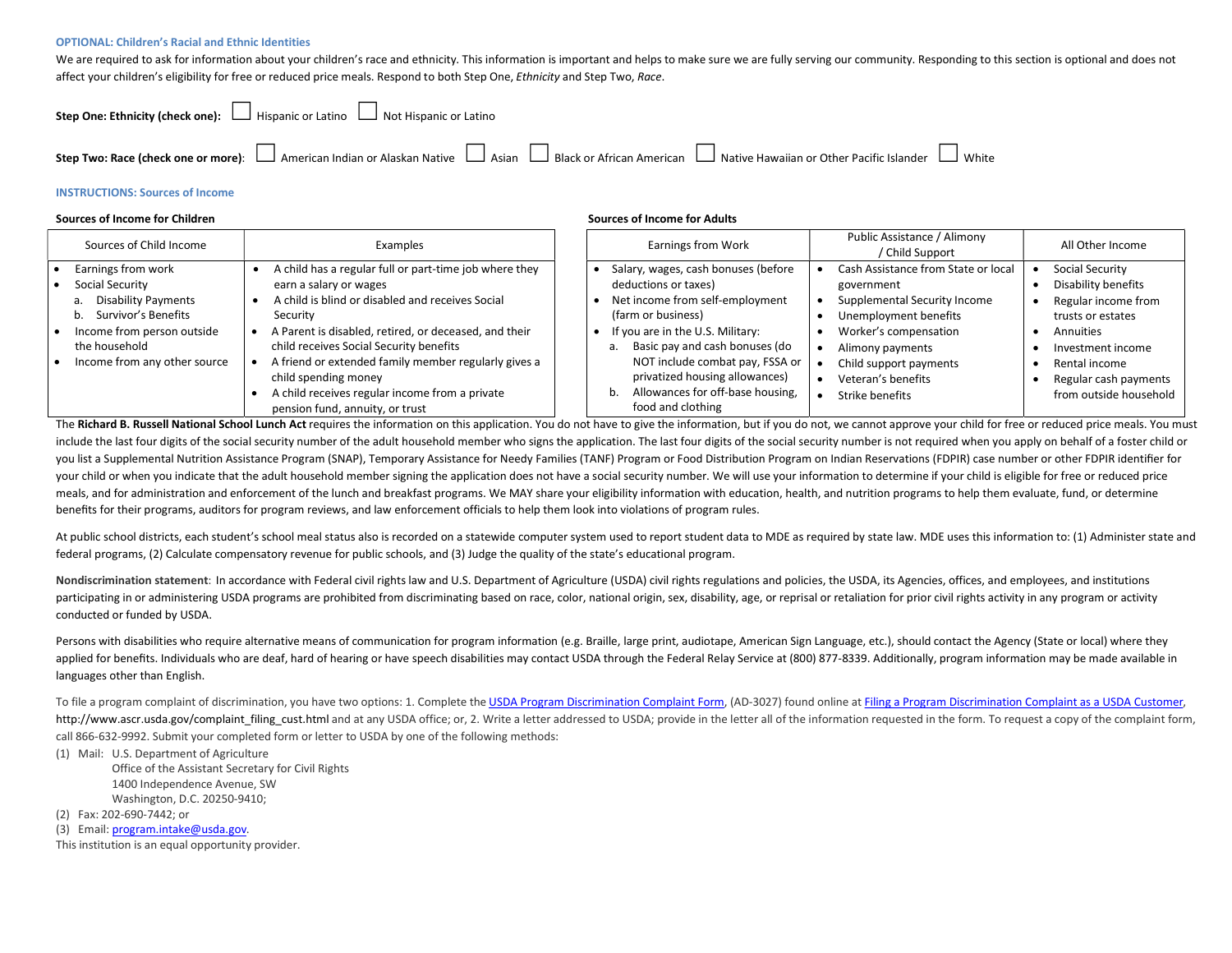**OPTIONAL: Children's Racial and Ethnic Identities**

We are required to ask for information about your children's race and ethnicity. This information is important and helps to make sure we are fully serving our community. Responding to this section is optional and does not affect your children's eligibility for free or reduced price meals. Respond to both Step One, *Ethnicity* and Step Two, *Race*.

**Step One: Ethnicity (check one):** ☐ Hispanic or Latino ☐ Not Hispanic or Latino

**Step Two: Race (check one or more)**: ☐ American Indian or Alaskan Native ☐ Asian ☐ Black or African American ☐ Native Hawaiian or Other Pacific Islander ☐ White

**INSTRUCTIONS: Sources of Income**

**Sources of Income for Children**

| Sources of Child Income | Examples |
|---|---|
| • Earnings from work<br>• Social Security<br>a. Disability Payments<br>b. Survivor's Benefits<br>• Income from person outside the household<br>• Income from any other source | • A child has a regular full or part-time job where they earn a salary or wages<br>• A child is blind or disabled and receives Social Security<br>• A Parent is disabled, retired, or deceased, and their child receives Social Security benefits<br>• A friend or extended family member regularly gives a child spending money<br>• A child receives regular income from a private pension fund, annuity, or trust |

**Sources of Income for Adults**

| Earnings from Work | Public Assistance / Alimony / Child Support | All Other Income |
|---|---|---|
| • Salary, wages, cash bonuses (before deductions or taxes)<br>• Net income from self-employment (farm or business)<br>• If you are in the U.S. Military:<br>a. Basic pay and cash bonuses (do NOT include combat pay, FSSA or privatized housing allowances)<br>b. Allowances for off-base housing, food and clothing | • Cash Assistance from State or local government<br>• Supplemental Security Income<br>• Unemployment benefits<br>• Worker's compensation<br>• Alimony payments<br>• Child support payments<br>• Veteran's benefits<br>• Strike benefits | • Social Security<br>• Disability benefits<br>• Regular income from trusts or estates<br>• Annuities<br>• Investment income<br>• Rental income<br>• Regular cash payments from outside household |

The **Richard B. Russell National School Lunch Act** requires the information on this application. You do not have to give the information, but if you do not, we cannot approve your child for free or reduced price meals. You must include the last four digits of the social security number of the adult household member who signs the application. The last four digits of the social security number is not required when you apply on behalf of a foster child or you list a Supplemental Nutrition Assistance Program (SNAP), Temporary Assistance for Needy Families (TANF) Program or Food Distribution Program on Indian Reservations (FDPIR) case number or other FDPIR identifier for your child or when you indicate that the adult household member signing the application does not have a social security number. We will use your information to determine if your child is eligible for free or reduced price meals, and for administration and enforcement of the lunch and breakfast programs. We MAY share your eligibility information with education, health, and nutrition programs to help them evaluate, fund, or determine benefits for their programs, auditors for program reviews, and law enforcement officials to help them look into violations of program rules.

At public school districts, each student's school meal status also is recorded on a statewide computer system used to report student data to MDE as required by state law. MDE uses this information to: (1) Administer state and federal programs, (2) Calculate compensatory revenue for public schools, and (3) Judge the quality of the state's educational program.

**Nondiscrimination statement**: In accordance with Federal civil rights law and U.S. Department of Agriculture (USDA) civil rights regulations and policies, the USDA, its Agencies, offices, and employees, and institutions participating in or administering USDA programs are prohibited from discriminating based on race, color, national origin, sex, disability, age, or reprisal or retaliation for prior civil rights activity in any program or activity conducted or funded by USDA.

Persons with disabilities who require alternative means of communication for program information (e.g. Braille, large print, audiotape, American Sign Language, etc.), should contact the Agency (State or local) where they applied for benefits. Individuals who are deaf, hard of hearing or have speech disabilities may contact USDA through the Federal Relay Service at (800) 877-8339. Additionally, program information may be made available in languages other than English.

To file a program complaint of discrimination, you have two options: 1. Complete the USDA Program Discrimination Complaint Form, (AD-3027) found online at Filing a Program Discrimination Complaint as a USDA Customer, http://www.ascr.usda.gov/complaint_filing_cust.html and at any USDA office; or, 2. Write a letter addressed to USDA; provide in the letter all of the information requested in the form. To request a copy of the complaint form, call 866-632-9992. Submit your completed form or letter to USDA by one of the following methods:

(1) Mail: U.S. Department of Agriculture
Office of the Assistant Secretary for Civil Rights
1400 Independence Avenue, SW
Washington, D.C. 20250-9410;

(2) Fax: 202-690-7442; or

(3) Email: program.intake@usda.gov.

This institution is an equal opportunity provider.